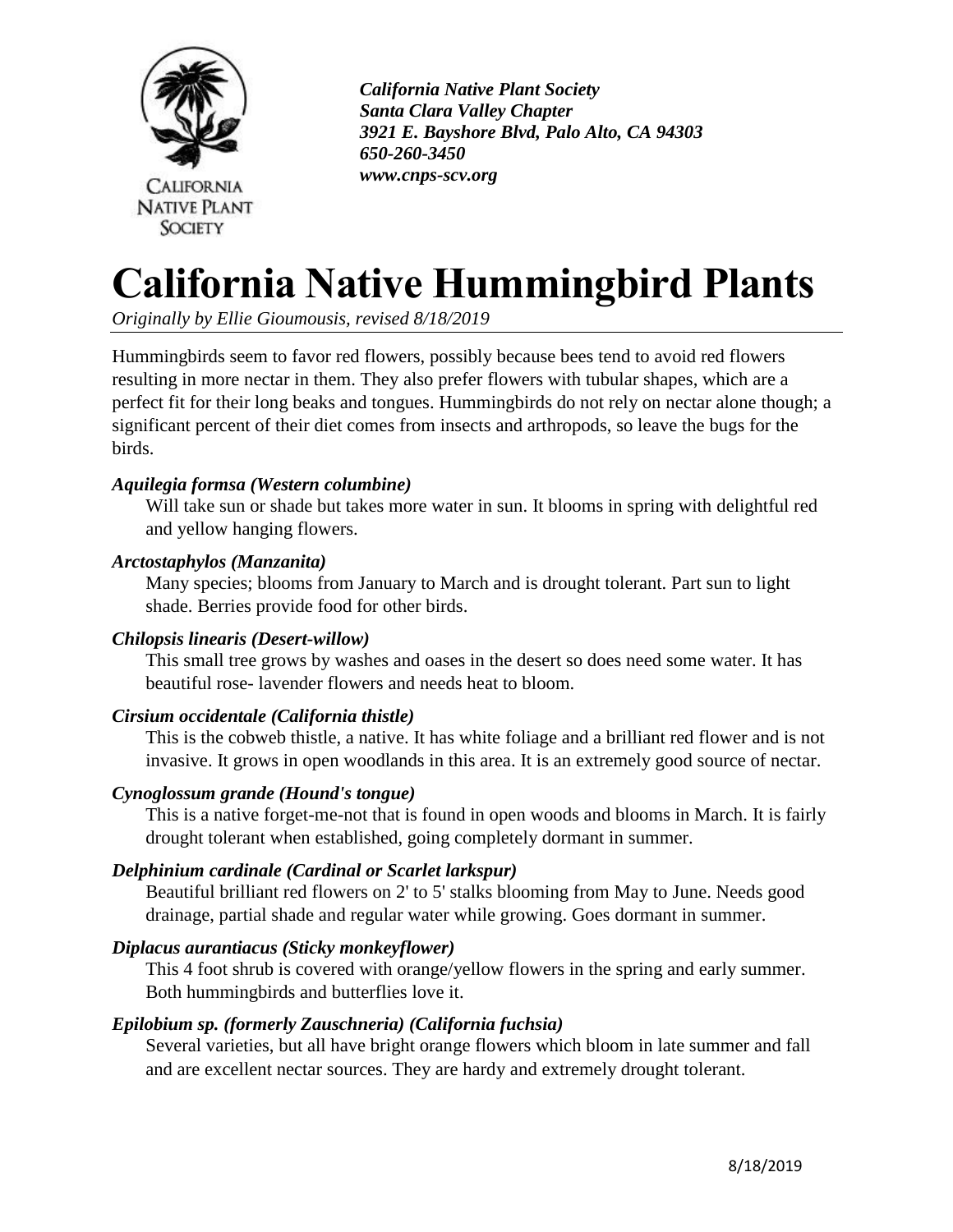CALIFORNIA NATIVE PLANT SOCIETY

*California Native Plant Society*
*Santa Clara Valley Chapter*
*3921 E. Bayshore Blvd, Palo Alto, CA 94303*
*650-260-3450*
*www.cnps-scv.org*

# California Native Hummingbird Plants

*Originally by Ellie Gioumousis, revised 8/18/2019*

Hummingbirds seem to favor red flowers, possibly because bees tend to avoid red flowers resulting in more nectar in them. They also prefer flowers with tubular shapes, which are a perfect fit for their long beaks and tongues. Hummingbirds do not rely on nectar alone though; a significant percent of their diet comes from insects and arthropods, so leave the bugs for the birds.

***Aquilegia formsa (Western columbine)***

Will take sun or shade but takes more water in sun. It blooms in spring with delightful red and yellow hanging flowers.

***Arctostaphylos (Manzanita)***

Many species; blooms from January to March and is drought tolerant. Part sun to light shade. Berries provide food for other birds.

***Chilopsis linearis (Desert-willow)***

This small tree grows by washes and oases in the desert so does need some water. It has beautiful rose- lavender flowers and needs heat to bloom.

***Cirsium occidentale (California thistle)***

This is the cobweb thistle, a native. It has white foliage and a brilliant red flower and is not invasive. It grows in open woodlands in this area. It is an extremely good source of nectar.

***Cynoglossum grande (Hound's tongue)***

This is a native forget-me-not that is found in open woods and blooms in March. It is fairly drought tolerant when established, going completely dormant in summer.

***Delphinium cardinale (Cardinal or Scarlet larkspur)***

Beautiful brilliant red flowers on 2' to 5' stalks blooming from May to June. Needs good drainage, partial shade and regular water while growing. Goes dormant in summer.

***Diplacus aurantiacus (Sticky monkeyflower)***

This 4 foot shrub is covered with orange/yellow flowers in the spring and early summer. Both hummingbirds and butterflies love it.

***Epilobium sp. (formerly Zauschneria) (California fuchsia)***

Several varieties, but all have bright orange flowers which bloom in late summer and fall and are excellent nectar sources. They are hardy and extremely drought tolerant.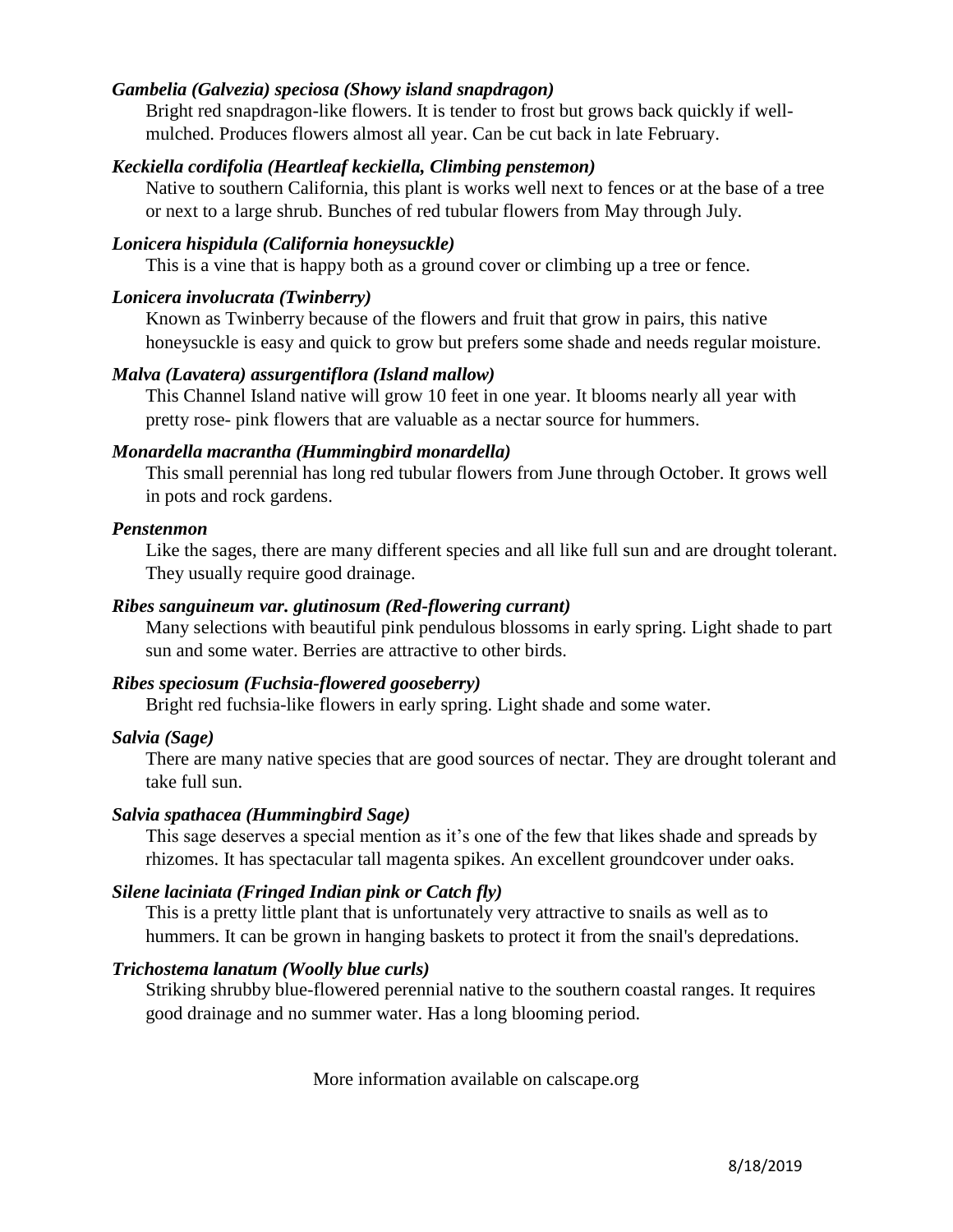***Gambelia (Galvezia) speciosa (Showy island snapdragon)***

Bright red snapdragon-like flowers. It is tender to frost but grows back quickly if well-mulched. Produces flowers almost all year. Can be cut back in late February.

***Keckiella cordifolia (Heartleaf keckiella, Climbing penstemon)***

Native to southern California, this plant is works well next to fences or at the base of a tree or next to a large shrub. Bunches of red tubular flowers from May through July.

***Lonicera hispidula (California honeysuckle)***

This is a vine that is happy both as a ground cover or climbing up a tree or fence.

***Lonicera involucrata (Twinberry)***

Known as Twinberry because of the flowers and fruit that grow in pairs, this native honeysuckle is easy and quick to grow but prefers some shade and needs regular moisture.

***Malva (Lavatera) assurgentiflora (Island mallow)***

This Channel Island native will grow 10 feet in one year. It blooms nearly all year with pretty rose- pink flowers that are valuable as a nectar source for hummers.

***Monardella macrantha (Hummingbird monardella)***

This small perennial has long red tubular flowers from June through October. It grows well in pots and rock gardens.

***Penstenmon***

Like the sages, there are many different species and all like full sun and are drought tolerant. They usually require good drainage.

***Ribes sanguineum var. glutinosum (Red-flowering currant)***

Many selections with beautiful pink pendulous blossoms in early spring. Light shade to part sun and some water. Berries are attractive to other birds.

***Ribes speciosum (Fuchsia-flowered gooseberry)***

Bright red fuchsia-like flowers in early spring. Light shade and some water.

***Salvia (Sage)***

There are many native species that are good sources of nectar. They are drought tolerant and take full sun.

***Salvia spathacea (Hummingbird Sage)***

This sage deserves a special mention as it's one of the few that likes shade and spreads by rhizomes. It has spectacular tall magenta spikes. An excellent groundcover under oaks.

***Silene laciniata (Fringed Indian pink or Catch fly)***

This is a pretty little plant that is unfortunately very attractive to snails as well as to hummers. It can be grown in hanging baskets to protect it from the snail's depredations.

***Trichostema lanatum (Woolly blue curls)***

Striking shrubby blue-flowered perennial native to the southern coastal ranges. It requires good drainage and no summer water. Has a long blooming period.

More information available on calscape.org

8/18/2019